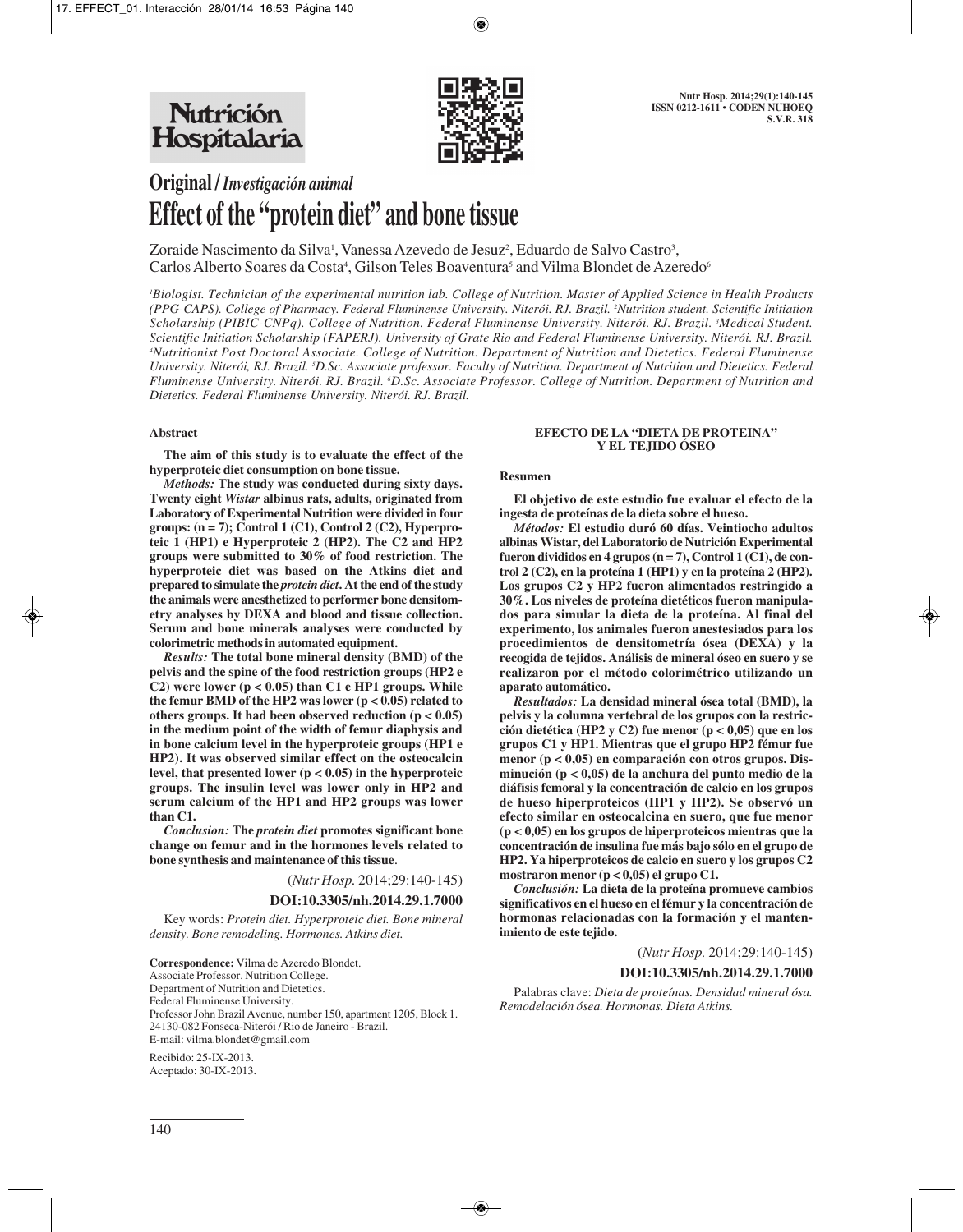# Original / *Investigación animal*

# Effect of the "protein diet" and bone tissue

Zoraide Nascimento da Silva[1], Vanessa Azevedo de Jesuz[2], Eduardo de Salvo Castro[3], Carlos Alberto Soares da Costa[4], Gilson Teles Boaventura[5] and Vilma Blondet de Azeredo[6]

*[1]Biologist. Technician of the experimental nutrition lab. College of Nutrition. Master of Applied Science in Health Products (PPG-CAPS). College of Pharmacy. Federal Fluminense University. Niterói. RJ. Brazil. [2]Nutrition student. Scientific Initiation Scholarship (PIBIC-CNPq). College of Nutrition. Federal Fluminense University. Niterói. RJ. Brazil. [3]Medical Student. Scientific Initiation Scholarship (FAPERJ). University of Grate Rio and Federal Fluminense University. Niterói. RJ. Brazil. [4]Nutritionist Post Doctoral Associate. College of Nutrition. Department of Nutrition and Dietetics. Federal Fluminense University. Niterói, RJ. Brazil. [5]D.Sc. Associate professor. Faculty of Nutrition. Department of Nutrition and Dietetics. Federal Fluminense University. Niterói. RJ. Brazil. [6]D.Sc. Associate Professor. College of Nutrition. Department of Nutrition and Dietetics. Federal Fluminense University. Niterói. RJ. Brazil.*

## Abstract

**The aim of this study is to evaluate the effect of the hyperproteic diet consumption on bone tissue.**

***Methods:*** **The study was conducted during sixty days. Twenty eight *Wistar* albinus rats, adults, originated from Laboratory of Experimental Nutrition were divided in four groups: (n = 7); Control 1 (C1), Control 2 (C2), Hyperproteic 1 (HP1) e Hyperproteic 2 (HP2). The C2 and HP2 groups were submitted to 30% of food restriction. The hyperproteic diet was based on the Atkins diet and prepared to simulate the *protein diet*. At the end of the study the animals were anesthetized to performer bone densitometry analyses by DEXA and blood and tissue collection. Serum and bone minerals analyses were conducted by colorimetric methods in automated equipment.**

***Results:*** **The total bone mineral density (BMD) of the pelvis and the spine of the food restriction groups (HP2 e C2) were lower ($p < 0.05$) than C1 e HP1 groups. While the femur BMD of the HP2 was lower ($p < 0.05$) related to others groups. It had been observed reduction ($p < 0.05$) in the medium point of the width of femur diaphysis and in bone calcium level in the hyperproteic groups (HP1 e HP2). It was observed similar effect on the osteocalcin level, that presented lower ($p < 0.05$) in the hyperproteic groups. The insulin level was lower only in HP2 and serum calcium of the HP1 and HP2 groups was lower than C1.**

***Conclusion:*** **The *protein diet* promotes significant bone change on femur and in the hormones levels related to bone synthesis and maintenance of this tissue**.

(*Nutr Hosp.* 2014;29:140-145)

**DOI:10.3305/nh.2014.29.1.7000**

Key words: *Protein diet. Hyperproteic diet. Bone mineral density. Bone remodeling. Hormones. Atkins diet.*

**Correspondence:** Vilma de Azeredo Blondet.
Associate Professor. Nutrition College.
Department of Nutrition and Dietetics.
Federal Fluminense University.
Professor John Brazil Avenue, number 150, apartment 1205, Block 1.
24130-082 Fonseca-Niterói / Rio de Janeiro - Brazil.
E-mail: vilma.blondet@gmail.com

Recibido: 25-IX-2013.
Aceptado: 30-IX-2013.

## EFECTO DE LA "DIETA DE PROTEINA" Y EL TEJIDO ÓSEO

### Resumen

**El objetivo de este estudio fue evaluar el efecto de la ingesta de proteínas de la dieta sobre el hueso.**

***Métodos:*** **El estudio duró 60 días. Veintiocho adultos albinas Wistar, del Laboratorio de Nutrición Experimental fueron divididos en 4 grupos (n = 7), Control 1 (C1), de control 2 (C2), en la proteína 1 (HP1) y en la proteína 2 (HP2). Los grupos C2 y HP2 fueron alimentados restringido a 30%. Los niveles de proteína dietéticos fueron manipulados para simular la dieta de la proteína. Al final del experimento, los animales fueron anestesiados para los procedimientos de densitometría ósea (DEXA) y la recogida de tejidos. Análisis de mineral óseo en suero y se realizaron por el método colorimétrico utilizando un aparato automático.**

***Resultados:*** **La densidad mineral ósea total (BMD), la pelvis y la columna vertebral de los grupos con la restricción dietética (HP2 y C2) fue menor ($p < 0,05$) que en los grupos C1 y HP1. Mientras que el grupo HP2 fémur fue menor ($p < 0,05$) en comparación con otros grupos. Disminución ($p < 0,05$) de la anchura del punto medio de la diáfisis femoral y la concentración de calcio en los grupos de hueso hiperproteicos (HP1 y HP2). Se observó un efecto similar en osteocalcina en suero, que fue menor ($p < 0,05$) en los grupos de hiperproteicos mientras que la concentración de insulina fue más bajo sólo en el grupo de HP2. Ya hiperproteicos de calcio en suero y los grupos C2 mostraron menor ($p < 0,05$) el grupo C1.**

***Conclusión:*** **La dieta de la proteína promueve cambios significativos en el hueso en el fémur y la concentración de hormonas relacionadas con la formación y el mantenimiento de este tejido.**

(*Nutr Hosp.* 2014;29:140-145)

**DOI:10.3305/nh.2014.29.1.7000**

Palabras clave: *Dieta de proteínas. Densidad mineral ósa. Remodelación ósea. Hormonas. Dieta Atkins.*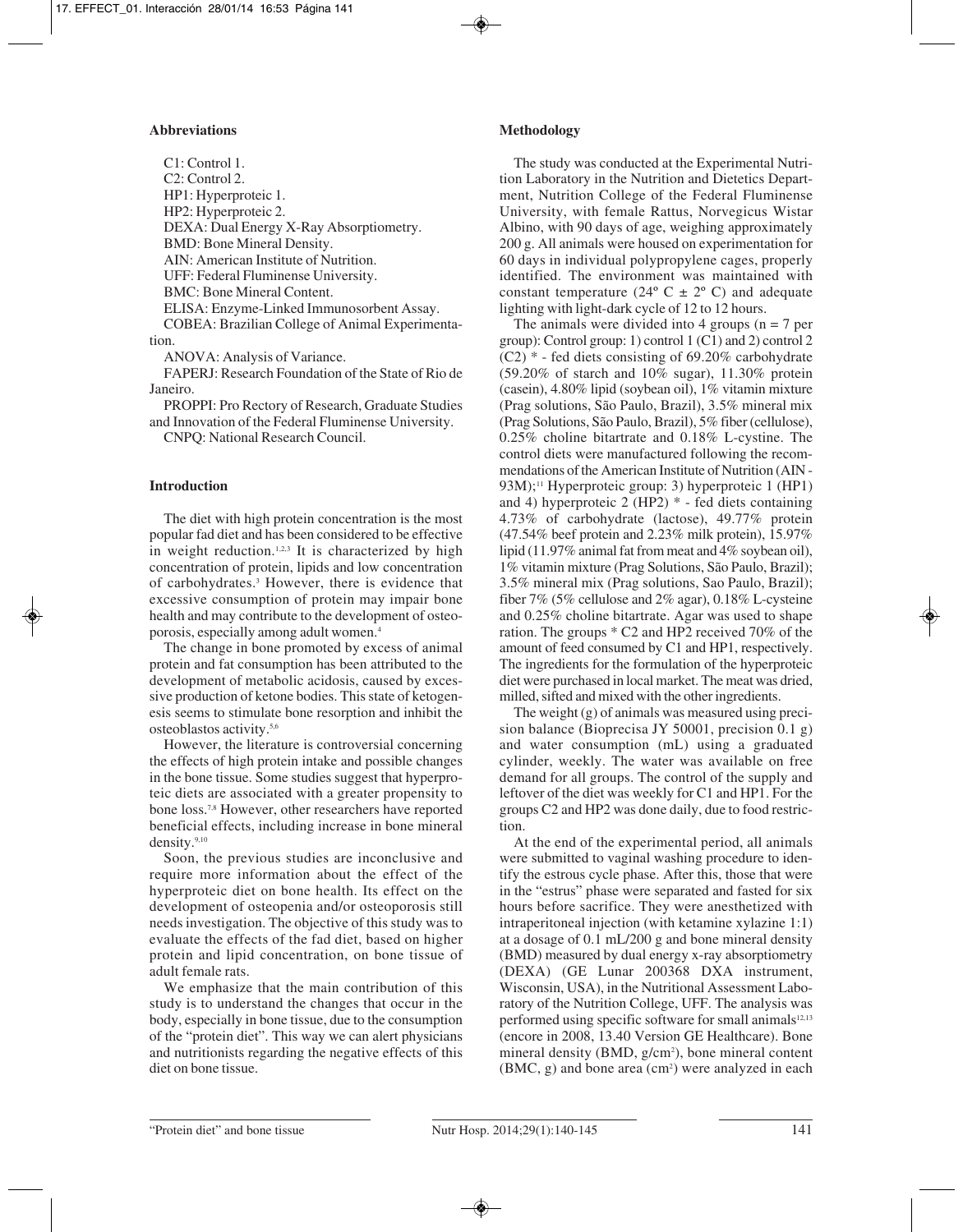### Abbreviations

C1: Control 1.
C2: Control 2.
HP1: Hyperproteic 1.
HP2: Hyperproteic 2.
DEXA: Dual Energy X-Ray Absorptiometry.
BMD: Bone Mineral Density.
AIN: American Institute of Nutrition.
UFF: Federal Fluminense University.
BMC: Bone Mineral Content.
ELISA: Enzyme-Linked Immunosorbent Assay.
COBEA: Brazilian College of Animal Experimentation.
ANOVA: Analysis of Variance.
FAPERJ: Research Foundation of the State of Rio de Janeiro.
PROPPI: Pro Rectory of Research, Graduate Studies and Innovation of the Federal Fluminense University.
CNPQ: National Research Council.

### Introduction

The diet with high protein concentration is the most popular fad diet and has been considered to be effective in weight reduction.[1,2,3] It is characterized by high concentration of protein, lipids and low concentration of carbohydrates.[3] However, there is evidence that excessive consumption of protein may impair bone health and may contribute to the development of osteoporosis, especially among adult women.[4]

The change in bone promoted by excess of animal protein and fat consumption has been attributed to the development of metabolic acidosis, caused by excessive production of ketone bodies. This state of ketogenesis seems to stimulate bone resorption and inhibit the osteoblastos activity.[5,6]

However, the literature is controversial concerning the effects of high protein intake and possible changes in the bone tissue. Some studies suggest that hyperproteic diets are associated with a greater propensity to bone loss.[7,8] However, other researchers have reported beneficial effects, including increase in bone mineral density.[9,10]

Soon, the previous studies are inconclusive and require more information about the effect of the hyperproteic diet on bone health. Its effect on the development of osteopenia and/or osteoporosis still needs investigation. The objective of this study was to evaluate the effects of the fad diet, based on higher protein and lipid concentration, on bone tissue of adult female rats.

We emphasize that the main contribution of this study is to understand the changes that occur in the body, especially in bone tissue, due to the consumption of the "protein diet". This way we can alert physicians and nutritionists regarding the negative effects of this diet on bone tissue.

### Methodology

The study was conducted at the Experimental Nutrition Laboratory in the Nutrition and Dietetics Department, Nutrition College of the Federal Fluminense University, with female Rattus, Norvegicus Wistar Albino, with 90 days of age, weighing approximately 200 g. All animals were housed on experimentation for 60 days in individual polypropylene cages, properly identified. The environment was maintained with constant temperature (24º C ± 2º C) and adequate lighting with light-dark cycle of 12 to 12 hours.

The animals were divided into 4 groups (n = 7 per group): Control group: 1) control 1 (C1) and 2) control 2 (C2) * - fed diets consisting of 69.20% carbohydrate (59.20% of starch and 10% sugar), 11.30% protein (casein), 4.80% lipid (soybean oil), 1% vitamin mixture (Prag solutions, São Paulo, Brazil), 3.5% mineral mix (Prag Solutions, São Paulo, Brazil), 5% fiber (cellulose), 0.25% choline bitartrate and 0.18% L-cystine. The control diets were manufactured following the recommendations of the American Institute of Nutrition (AIN - 93M);[11] Hyperproteic group: 3) hyperproteic 1 (HP1) and 4) hyperproteic 2 (HP2) * - fed diets containing 4.73% of carbohydrate (lactose), 49.77% protein (47.54% beef protein and 2.23% milk protein), 15.97% lipid (11.97% animal fat from meat and 4% soybean oil), 1% vitamin mixture (Prag Solutions, São Paulo, Brazil); 3.5% mineral mix (Prag solutions, Sao Paulo, Brazil); fiber 7% (5% cellulose and 2% agar), 0.18% L-cysteine and 0.25% choline bitartrate. Agar was used to shape ration. The groups * C2 and HP2 received 70% of the amount of feed consumed by C1 and HP1, respectively. The ingredients for the formulation of the hyperproteic diet were purchased in local market. The meat was dried, milled, sifted and mixed with the other ingredients.

The weight (g) of animals was measured using precision balance (Bioprecisa JY 50001, precision 0.1 g) and water consumption (mL) using a graduated cylinder, weekly. The water was available on free demand for all groups. The control of the supply and leftover of the diet was weekly for C1 and HP1. For the groups C2 and HP2 was done daily, due to food restriction.

At the end of the experimental period, all animals were submitted to vaginal washing procedure to identify the estrous cycle phase. After this, those that were in the "estrus" phase were separated and fasted for six hours before sacrifice. They were anesthetized with intraperitoneal injection (with ketamine xylazine 1:1) at a dosage of 0.1 mL/200 g and bone mineral density (BMD) measured by dual energy x-ray absorptiometry (DEXA) (GE Lunar 200368 DXA instrument, Wisconsin, USA), in the Nutritional Assessment Laboratory of the Nutrition College, UFF. The analysis was performed using specific software for small animals[12,13] (encore in 2008, 13.40 Version GE Healthcare). Bone mineral density (BMD, g/cm$^2$), bone mineral content (BMC, g) and bone area (cm$^2$) were analyzed in each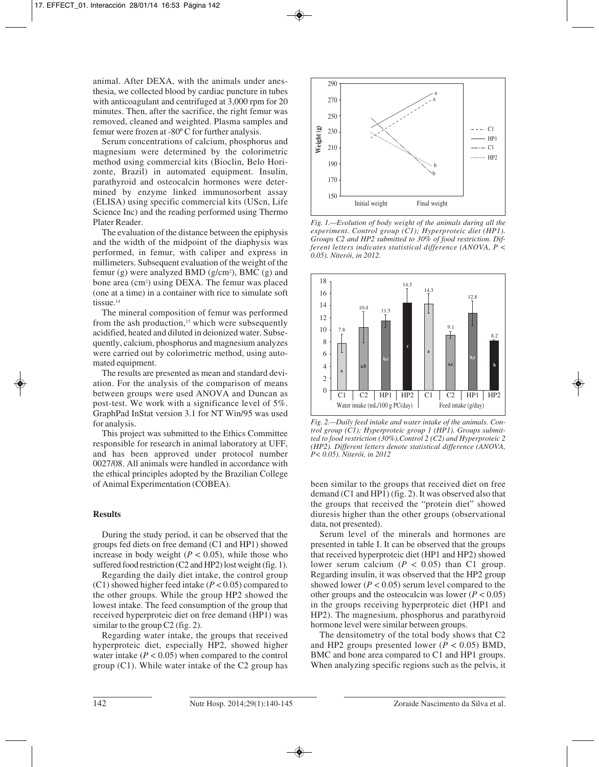animal. After DEXA, with the animals under anesthesia, we collected blood by cardiac puncture in tubes with anticoagulant and centrifuged at 3,000 rpm for 20 minutes. Then, after the sacrifice, the right femur was removed, cleaned and weighted. Plasma samples and femur were frozen at -80º C for further analysis.

Serum concentrations of calcium, phosphorus and magnesium were determined by the colorimetric method using commercial kits (Bioclin, Belo Horizonte, Brazil) in automated equipment. Insulin, parathyroid and osteocalcin hormones were determined by enzyme linked immunosorbent assay (ELISA) using specific commercial kits (UScn, Life Science Inc) and the reading performed using Thermo Plater Reader.

The evaluation of the distance between the epiphysis and the width of the midpoint of the diaphysis was performed, in femur, with caliper and express in millimeters. Subsequent evaluation of the weight of the femur (g) were analyzed BMD (g/cm$^2$), BMC (g) and bone area (cm$^2$) using DEXA. The femur was placed (one at a time) in a container with rice to simulate soft tissue.[14]

The mineral composition of femur was performed from the ash production,[15] which were subsequently acidified, heated and diluted in deionized water. Subsequently, calcium, phosphorus and magnesium analyzes were carried out by colorimetric method, using automated equipment.

The results are presented as mean and standard deviation. For the analysis of the comparison of means between groups were used ANOVA and Duncan as post-test. We work with a significance level of 5%. GraphPad InStat version 3.1 for NT Win/95 was used for analysis.

This project was submitted to the Ethics Committee responsible for research in animal laboratory at UFF, and has been approved under protocol number 0027/08. All animals were handled in accordance with the ethical principles adopted by the Brazilian College of Animal Experimentation (COBEA).

## Results

During the study period, it can be observed that the groups fed diets on free demand (C1 and HP1) showed increase in body weight ($P < 0.05$), while those who suffered food restriction (C2 and HP2) lost weight (fig. 1).

Regarding the daily diet intake, the control group (C1) showed higher feed intake ($P < 0.05$) compared to the other groups. While the group HP2 showed the lowest intake. The feed consumption of the group that received hyperproteic diet on free demand (HP1) was similar to the group C2 (fig. 2).

Regarding water intake, the groups that received hyperproteic diet, especially HP2, showed higher water intake ($P < 0.05$) when compared to the control group (C1). While water intake of the C2 group has been similar to the groups that received diet on free demand (C1 and HP1) (fig. 2). It was observed also that the groups that received the "protein diet" showed diuresis higher than the other groups (observational data, not presented).

*Fig. 1.—Evolution of body weight of the animals during all the experiment. Control group (C1); Hyperproteic diet (HP1). Groups C2 and HP2 submitted to 30% of food restriction. Different letters indicates statistical difference (ANOVA, P < 0.05). Niterói, in 2012.*

*Fig. 2.—Daily feed intake and water intake of the animals. Control group (C1); Hyperproteic group 1 (HP1). Groups submitted to food restriction (30%),Control 2 (C2) and Hyperproteic 2 (HP2). Different letters denote statistical difference (ANOVA, P< 0.05). Niterói, in 2012*

Serum level of the minerals and hormones are presented in table I. It can be observed that the groups that received hyperproteic diet (HP1 and HP2) showed lower serum calcium ($P < 0.05$) than C1 group. Regarding insulin, it was observed that the HP2 group showed lower ($P < 0.05$) serum level compared to the other groups and the osteocalcin was lower ($P < 0.05$) in the groups receiving hyperproteic diet (HP1 and HP2). The magnesium, phosphorus and parathyroid hormone level were similar between groups.

The densitometry of the total body shows that C2 and HP2 groups presented lower ($P < 0.05$) BMD, BMC and bone area compared to C1 and HP1 groups. When analyzing specific regions such as the pelvis, it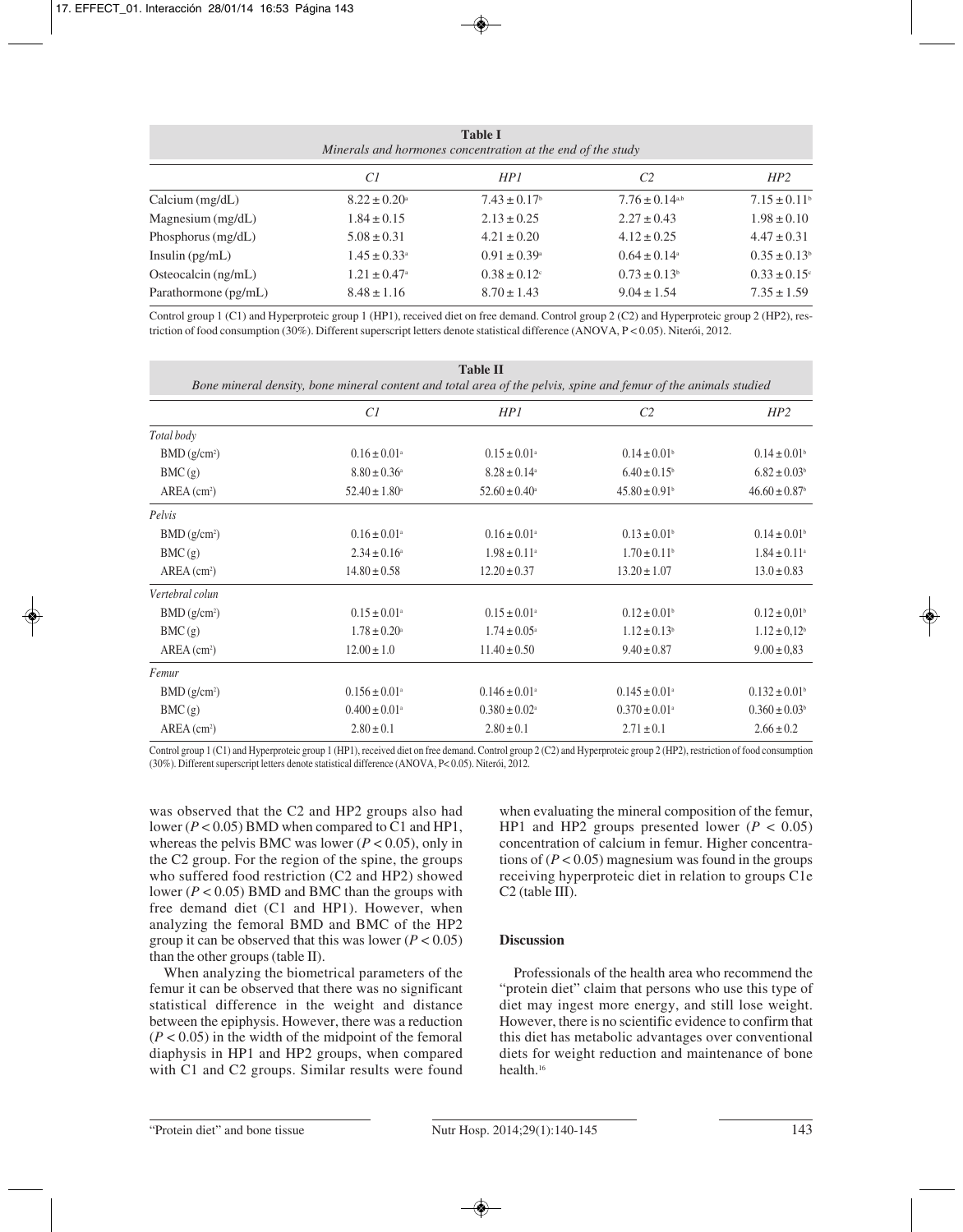**Table I**
*Minerals and hormones concentration at the end of the study*

| | C1 | HP1 | C2 | HP2 |
|---|---|---|---|---|
| Calcium (mg/dL) | $8.22 \pm 0.20^a$ | $7.43 \pm 0.17^b$ | $7.76 \pm 0.14^{a,b}$ | $7.15 \pm 0.11^b$ |
| Magnesium (mg/dL) | $1.84 \pm 0.15$ | $2.13 \pm 0.25$ | $2.27 \pm 0.43$ | $1.98 \pm 0.10$ |
| Phosphorus (mg/dL) | $5.08 \pm 0.31$ | $4.21 \pm 0.20$ | $4.12 \pm 0.25$ | $4.47 \pm 0.31$ |
| Insulin (pg/mL) | $1.45 \pm 0.33^a$ | $0.91 \pm 0.39^a$ | $0.64 \pm 0.14^a$ | $0.35 \pm 0.13^b$ |
| Osteocalcin (ng/mL) | $1.21 \pm 0.47^a$ | $0.38 \pm 0.12^c$ | $0.73 \pm 0.13^b$ | $0.33 \pm 0.15^c$ |
| Parathormone (pg/mL) | $8.48 \pm 1.16$ | $8.70 \pm 1.43$ | $9.04 \pm 1.54$ | $7.35 \pm 1.59$ |

Control group 1 (C1) and Hyperproteic group 1 (HP1), received diet on free demand. Control group 2 (C2) and Hyperproteic group 2 (HP2), restriction of food consumption (30%). Different superscript letters denote statistical difference (ANOVA, $P < 0.05$). Niterói, 2012.

**Table II**
*Bone mineral density, bone mineral content and total area of the pelvis, spine and femur of the animals studied*

| | C1 | HP1 | C2 | HP2 |
|---|---|---|---|---|
| *Total body* | | | | |
| BMD ($g/cm^2$) | $0.16 \pm 0.01^a$ | $0.15 \pm 0.01^a$ | $0.14 \pm 0.01^b$ | $0.14 \pm 0.01^b$ |
| BMC (g) | $8.80 \pm 0.36^a$ | $8.28 \pm 0.14^a$ | $6.40 \pm 0.15^b$ | $6.82 \pm 0.03^b$ |
| AREA ($cm^2$) | $52.40 \pm 1.80^a$ | $52.60 \pm 0.40^a$ | $45.80 \pm 0.91^b$ | $46.60 \pm 0.87^b$ |
| *Pelvis* | | | | |
| BMD ($g/cm^2$) | $0.16 \pm 0.01^a$ | $0.16 \pm 0.01^a$ | $0.13 \pm 0.01^b$ | $0.14 \pm 0.01^b$ |
| BMC (g) | $2.34 \pm 0.16^a$ | $1.98 \pm 0.11^a$ | $1.70 \pm 0.11^b$ | $1.84 \pm 0.11^a$ |
| AREA ($cm^2$) | $14.80 \pm 0.58$ | $12.20 \pm 0.37$ | $13.20 \pm 1.07$ | $13.0 \pm 0.83$ |
| *Vertebral colun* | | | | |
| BMD ($g/cm^2$) | $0.15 \pm 0.01^a$ | $0.15 \pm 0.01^a$ | $0.12 \pm 0.01^b$ | $0.12 \pm 0,01^b$ |
| BMC (g) | $1.78 \pm 0.20^a$ | $1.74 \pm 0.05^a$ | $1.12 \pm 0.13^b$ | $1.12 \pm 0,12^b$ |
| AREA ($cm^2$) | $12.00 \pm 1.0$ | $11.40 \pm 0.50$ | $9.40 \pm 0.87$ | $9.00 \pm 0,83$ |
| *Femur* | | | | |
| BMD ($g/cm^2$) | $0.156 \pm 0.01^a$ | $0.146 \pm 0.01^a$ | $0.145 \pm 0.01^a$ | $0.132 \pm 0.01^b$ |
| BMC (g) | $0.400 \pm 0.01^a$ | $0.380 \pm 0.02^a$ | $0.370 \pm 0.01^a$ | $0.360 \pm 0.03^b$ |
| AREA ($cm^2$) | $2.80 \pm 0.1$ | $2.80 \pm 0.1$ | $2.71 \pm 0.1$ | $2.66 \pm 0.2$ |

Control group 1 (C1) and Hyperproteic group 1 (HP1), received diet on free demand. Control group 2 (C2) and Hyperproteic group 2 (HP2), restriction of food consumption (30%). Different superscript letters denote statistical difference (ANOVA, $P < 0.05$). Niterói, 2012.

was observed that the C2 and HP2 groups also had lower ($P < 0.05$) BMD when compared to C1 and HP1, whereas the pelvis BMC was lower ($P < 0.05$), only in the C2 group. For the region of the spine, the groups who suffered food restriction (C2 and HP2) showed lower ($P < 0.05$) BMD and BMC than the groups with free demand diet (C1 and HP1). However, when analyzing the femoral BMD and BMC of the HP2 group it can be observed that this was lower ($P < 0.05$) than the other groups (table II).

When analyzing the biometrical parameters of the femur it can be observed that there was no significant statistical difference in the weight and distance between the epiphysis. However, there was a reduction ($P < 0.05$) in the width of the midpoint of the femoral diaphysis in HP1 and HP2 groups, when compared with C1 and C2 groups. Similar results were found when evaluating the mineral composition of the femur, HP1 and HP2 groups presented lower ($P < 0.05$) concentration of calcium in femur. Higher concentrations of ($P < 0.05$) magnesium was found in the groups receiving hyperproteic diet in relation to groups C1e C2 (table III).

## Discussion

Professionals of the health area who recommend the "protein diet" claim that persons who use this type of diet may ingest more energy, and still lose weight. However, there is no scientific evidence to confirm that this diet has metabolic advantages over conventional diets for weight reduction and maintenance of bone health.[16]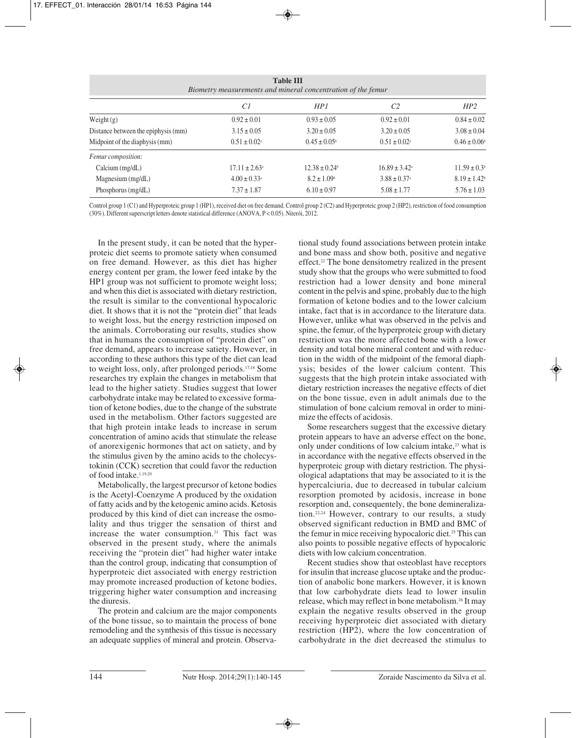**Table III**
*Biometry measurements and mineral concentration of the femur*

| | *C1* | *HP1* | *C2* | *HP2* |
|---|---|---|---|---|
| Weight (g) | 0.92 ± 0.01 | 0.93 ± 0.05 | 0.92 ± 0.01 | 0.84 ± 0.02 |
| Distance between the epiphysis (mm) | 3.15 ± 0.05 | 3.20 ± 0.05 | 3.20 ± 0.05 | 3.08 ± 0.04 |
| Midpoint of the diaphysis (mm) | 0.51 ± 0.02[a] | 0.45 ± 0.05[b] | 0.51 ± 0.02[a] | 0.46 ± 0.06[b] |
| *Femur composition:* | | | | |
| Calcium (mg/dL) | 17.11 ± 2.63[a] | 12.38 ± 0.24[b] | 16.89 ± 3.42[a] | 11.59 ± 0.3[b] |
| Magnesium (mg/dL) | 4.00 ± 0.33[a] | 8.2 ± 1.09[b] | 3.88 ± 0.37[a] | 8.19 ± 1.42[b] |
| Phosphorus (mg/dL) | 7.37 ± 1.87 | 6.10 ± 0.97 | 5.08 ± 1.77 | 5.76 ± 1.03 |

Control group 1 (C1) and Hyperproteic group 1 (HP1), received diet on free demand. Control group 2 (C2) and Hyperproteic group 2 (HP2), restriction of food consumption (30%). Different superscript letters denote statistical difference (ANOVA, P < 0.05). Niterói, 2012.

In the present study, it can be noted that the hyperproteic diet seems to promote satiety when consumed on free demand. However, as this diet has higher energy content per gram, the lower feed intake by the HP1 group was not sufficient to promote weight loss; and when this diet is associated with dietary restriction, the result is similar to the conventional hypocaloric diet. It shows that it is not the "protein diet" that leads to weight loss, but the energy restriction imposed on the animals. Corroborating our results, studies show that in humans the consumption of "protein diet" on free demand, appears to increase satiety. However, in according to these authors this type of the diet can lead to weight loss, only, after prolonged periods.[17,18] Some researches try explain the changes in metabolism that lead to the higher satiety. Studies suggest that lower carbohydrate intake may be related to excessive formation of ketone bodies, due to the change of the substrate used in the metabolism. Other factors suggested are that high protein intake leads to increase in serum concentration of amino acids that stimulate the release of anorexigenic hormones that act on satiety, and by the stimulus given by the amino acids to the cholecystokinin (CCK) secretion that could favor the reduction of food intake.[1,19,20]

Metabolically, the largest precursor of ketone bodies is the Acetyl-Coenzyme A produced by the oxidation of fatty acids and by the ketogenic amino acids. Ketosis produced by this kind of diet can increase the osmolality and thus trigger the sensation of thirst and increase the water consumption.[21] This fact was observed in the present study, where the animals receiving the "protein diet" had higher water intake than the control group, indicating that consumption of hyperproteic diet associated with energy restriction may promote increased production of ketone bodies, triggering higher water consumption and increasing the diuresis.

The protein and calcium are the major components of the bone tissue, so to maintain the process of bone remodeling and the synthesis of this tissue is necessary an adequate supplies of mineral and protein. Observational study found associations between protein intake and bone mass and show both, positive and negative effect.[22] The bone densitometry realized in the present study show that the groups who were submitted to food restriction had a lower density and bone mineral content in the pelvis and spine, probably due to the high formation of ketone bodies and to the lower calcium intake, fact that is in accordance to the literature data. However, unlike what was observed in the pelvis and spine, the femur, of the hyperproteic group with dietary restriction was the more affected bone with a lower density and total bone mineral content and with reduction in the width of the midpoint of the femoral diaphysis; besides of the lower calcium content. This suggests that the high protein intake associated with dietary restriction increases the negative effects of diet on the bone tissue, even in adult animals due to the stimulation of bone calcium removal in order to minimize the effects of acidosis.

Some researchers suggest that the excessive dietary protein appears to have an adverse effect on the bone, only under conditions of low calcium intake,[23] what is in accordance with the negative effects observed in the hyperproteic group with dietary restriction. The physiological adaptations that may be associated to it is the hypercalciuria, due to decreased in tubular calcium resorption promoted by acidosis, increase in bone resorption and, consequently, the bone demineralization.[22,24] However, contrary to our results, a study observed significant reduction in BMD and BMC of the femur in mice receiving hypocaloric diet.[25] This can also points to possible negative effects of hypocaloric diets with low calcium concentration.

Recent studies show that osteoblast have receptors for insulin that increase glucose uptake and the production of anabolic bone markers. However, it is known that low carbohydrate diets lead to lower insulin release, which may reflect in bone metabolism.[26] It may explain the negative results observed in the group receiving hyperproteic diet associated with dietary restriction (HP2), where the low concentration of carbohydrate in the diet decreased the stimulus to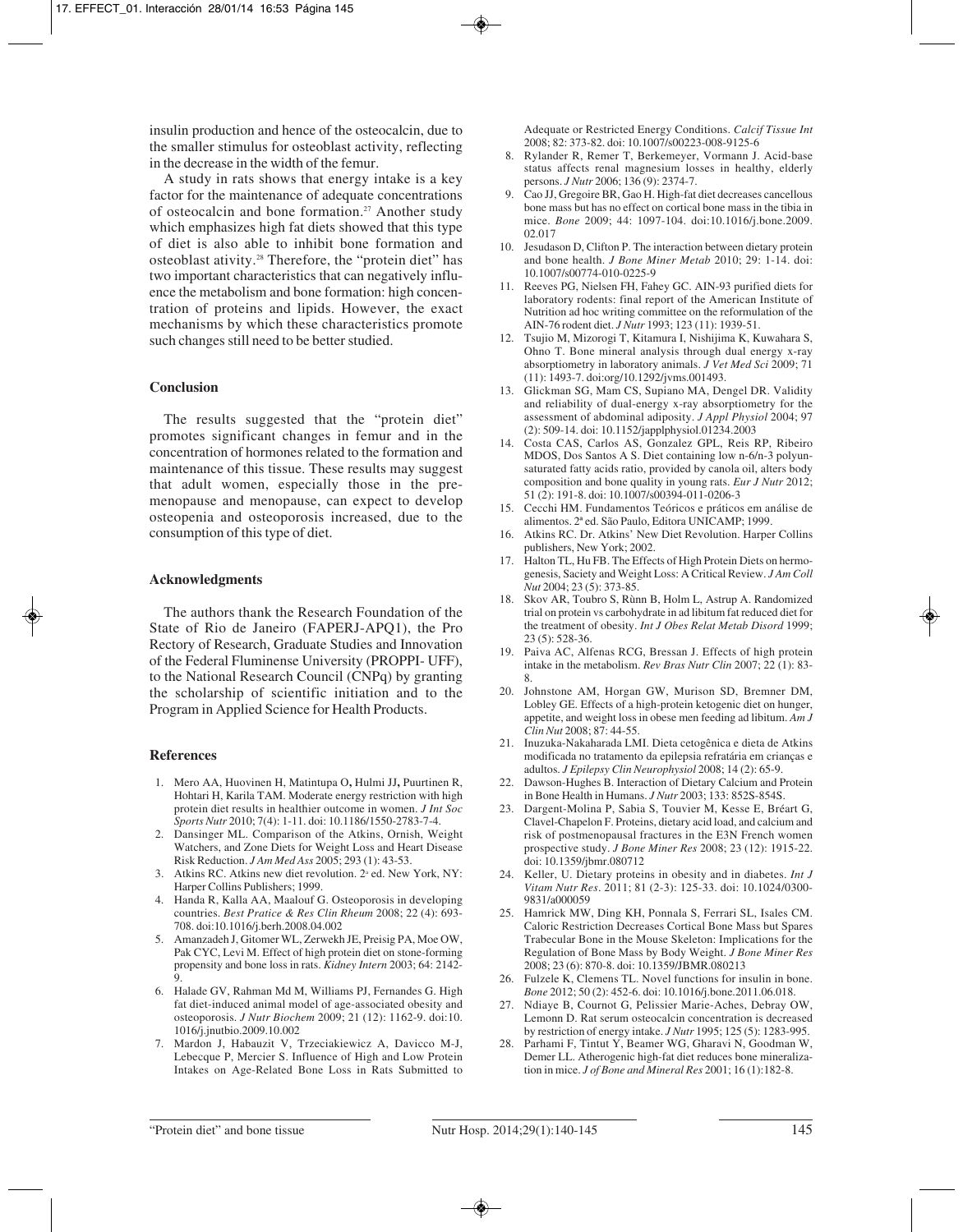insulin production and hence of the osteocalcin, due to the smaller stimulus for osteoblast activity, reflecting in the decrease in the width of the femur.

A study in rats shows that energy intake is a key factor for the maintenance of adequate concentrations of osteocalcin and bone formation.[27] Another study which emphasizes high fat diets showed that this type of diet is also able to inhibit bone formation and osteoblast ativity.[28] Therefore, the "protein diet" has two important characteristics that can negatively influence the metabolism and bone formation: high concentration of proteins and lipids. However, the exact mechanisms by which these characteristics promote such changes still need to be better studied.

## Conclusion

The results suggested that the "protein diet" promotes significant changes in femur and in the concentration of hormones related to the formation and maintenance of this tissue. These results may suggest that adult women, especially those in the pre-menopause and menopause, can expect to develop osteopenia and osteoporosis increased, due to the consumption of this type of diet.

## Acknowledgments

The authors thank the Research Foundation of the State of Rio de Janeiro (FAPERJ-APQ1), the Pro Rectory of Research, Graduate Studies and Innovation of the Federal Fluminense University (PROPPI- UFF), to the National Research Council (CNPq) by granting the scholarship of scientific initiation and to the Program in Applied Science for Health Products.

## References

1. Mero AA, Huovinen H, Matintupa O**,** Hulmi JJ**,** Puurtinen R, Hohtari H, Karila TAM. Moderate energy restriction with high protein diet results in healthier outcome in women. *J Int Soc Sports Nutr* 2010; 7(4): 1-11. doi: 10.1186/1550-2783-7-4.
2. Dansinger ML. Comparison of the Atkins, Ornish, Weight Watchers, and Zone Diets for Weight Loss and Heart Disease Risk Reduction. *J Am Med Ass* 2005; 293 (1): 43-53.
3. Atkins RC. Atkins new diet revolution. 2ª ed. New York, NY: Harper Collins Publishers; 1999.
4. Handa R, Kalla AA, Maalouf G. Osteoporosis in developing countries. *Best Pratice & Res Clin Rheum* 2008; 22 (4): 693-708. doi:10.1016/j.berh.2008.04.002
5. Amanzadeh J, Gitomer WL, Zerwekh JE, Preisig PA, Moe OW, Pak CYC, Levi M. Effect of high protein diet on stone-forming propensity and bone loss in rats. *Kidney Intern* 2003; 64: 2142-9.
6. Halade GV, Rahman Md M, Williams PJ, Fernandes G. High fat diet-induced animal model of age-associated obesity and osteoporosis. *J Nutr Biochem* 2009; 21 (12): 1162-9. doi:10.1016/j.jnutbio.2009.10.002
7. Mardon J, Habauzit V, Trzeciakiewicz A, Davicco M-J, Lebecque P, Mercier S. Influence of High and Low Protein Intakes on Age-Related Bone Loss in Rats Submitted to Adequate or Restricted Energy Conditions. *Calcif Tissue Int* 2008; 82: 373-82. doi: 10.1007/s00223-008-9125-6
8. Rylander R, Remer T, Berkemeyer, Vormann J. Acid-base status affects renal magnesium losses in healthy, elderly persons. *J Nutr* 2006; 136 (9): 2374-7.
9. Cao JJ, Gregoire BR, Gao H. High-fat diet decreases cancellous bone mass but has no effect on cortical bone mass in the tibia in mice. *Bone* 2009; 44: 1097-104. doi:10.1016/j.bone.2009.02.017
10. Jesudason D, Clifton P. The interaction between dietary protein and bone health. *J Bone Miner Metab* 2010; 29: 1-14. doi: 10.1007/s00774-010-0225-9
11. Reeves PG, Nielsen FH, Fahey GC. AIN-93 purified diets for laboratory rodents: final report of the American Institute of Nutrition ad hoc writing committee on the reformulation of the AIN-76 rodent diet. *J Nutr* 1993; 123 (11): 1939-51.
12. Tsujio M, Mizorogi T, Kitamura I, Nishijima K, Kuwahara S, Ohno T. Bone mineral analysis through dual energy x-ray absorptiometry in laboratory animals. *J Vet Med Sci* 2009; 71 (11): 1493-7. doi:org/10.1292/jvms.001493.
13. Glickman SG, Mam CS, Supiano MA, Dengel DR. Validity and reliability of dual-energy x-ray absorptiometry for the assessment of abdominal adiposity. *J Appl Physiol* 2004; 97 (2): 509-14. doi: 10.1152/japplphysiol.01234.2003
14. Costa CAS, Carlos AS, Gonzalez GPL, Reis RP, Ribeiro MDOS, Dos Santos A S. Diet containing low n-6/n-3 polyunsaturated fatty acids ratio, provided by canola oil, alters body composition and bone quality in young rats. *Eur J Nutr* 2012; 51 (2): 191-8. doi: 10.1007/s00394-011-0206-3
15. Cecchi HM. Fundamentos Teóricos e práticos em análise de alimentos. 2ª ed. São Paulo, Editora UNICAMP; 1999.
16. Atkins RC. Dr. Atkins' New Diet Revolution. Harper Collins publishers, New York; 2002.
17. Halton TL, Hu FB. The Effects of High Protein Diets on hermogenesis, Saciety and Weight Loss: A Critical Review. *J Am Coll Nut* 2004; 23 (5): 373-85.
18. Skov AR, Toubro S, Rùnn B, Holm L, Astrup A. Randomized trial on protein vs carbohydrate in ad libitum fat reduced diet for the treatment of obesity. *Int J Obes Relat Metab Disord* 1999; 23 (5): 528-36.
19. Paiva AC, Alfenas RCG, Bressan J. Effects of high protein intake in the metabolism. *Rev Bras Nutr Clin* 2007; 22 (1): 83-8.
20. Johnstone AM, Horgan GW, Murison SD, Bremner DM, Lobley GE. Effects of a high-protein ketogenic diet on hunger, appetite, and weight loss in obese men feeding ad libitum. *Am J Clin Nut* 2008; 87: 44-55.
21. Inuzuka-Nakaharada LMI. Dieta cetogênica e dieta de Atkins modificada no tratamento da epilepsia refratária em crianças e adultos. *J Epilepsy Clin Neurophysiol* 2008; 14 (2): 65-9.
22. Dawson-Hughes B. Interaction of Dietary Calcium and Protein in Bone Health in Humans. *J Nutr* 2003; 133: 852S-854S.
23. Dargent-Molina P, Sabia S, Touvier M, Kesse E, Bréart G, Clavel-Chapelon F. Proteins, dietary acid load, and calcium and risk of postmenopausal fractures in the E3N French women prospective study. *J Bone Miner Res* 2008; 23 (12): 1915-22. doi: 10.1359/jbmr.080712
24. Keller, U. Dietary proteins in obesity and in diabetes. *Int J Vitam Nutr Res*. 2011; 81 (2-3): 125-33. doi: 10.1024/0300-9831/a000059
25. Hamrick MW, Ding KH, Ponnala S, Ferrari SL, Isales CM. Caloric Restriction Decreases Cortical Bone Mass but Spares Trabecular Bone in the Mouse Skeleton: Implications for the Regulation of Bone Mass by Body Weight. *J Bone Miner Res* 2008; 23 (6): 870-8. doi: 10.1359/JBMR.080213
26. Fulzele K, Clemens TL. Novel functions for insulin in bone. *Bone* 2012; 50 (2): 452-6. doi: 10.1016/j.bone.2011.06.018.
27. Ndiaye B, Cournot G, Pelissier Marie-Aches, Debray OW, Lemonn D. Rat serum osteocalcin concentration is decreased by restriction of energy intake. *J Nutr* 1995; 125 (5): 1283-995.
28. Parhami F, Tintut Y, Beamer WG, Gharavi N, Goodman W, Demer LL. Atherogenic high-fat diet reduces bone mineralization in mice. *J of Bone and Mineral Res* 2001; 16 (1):182-8.